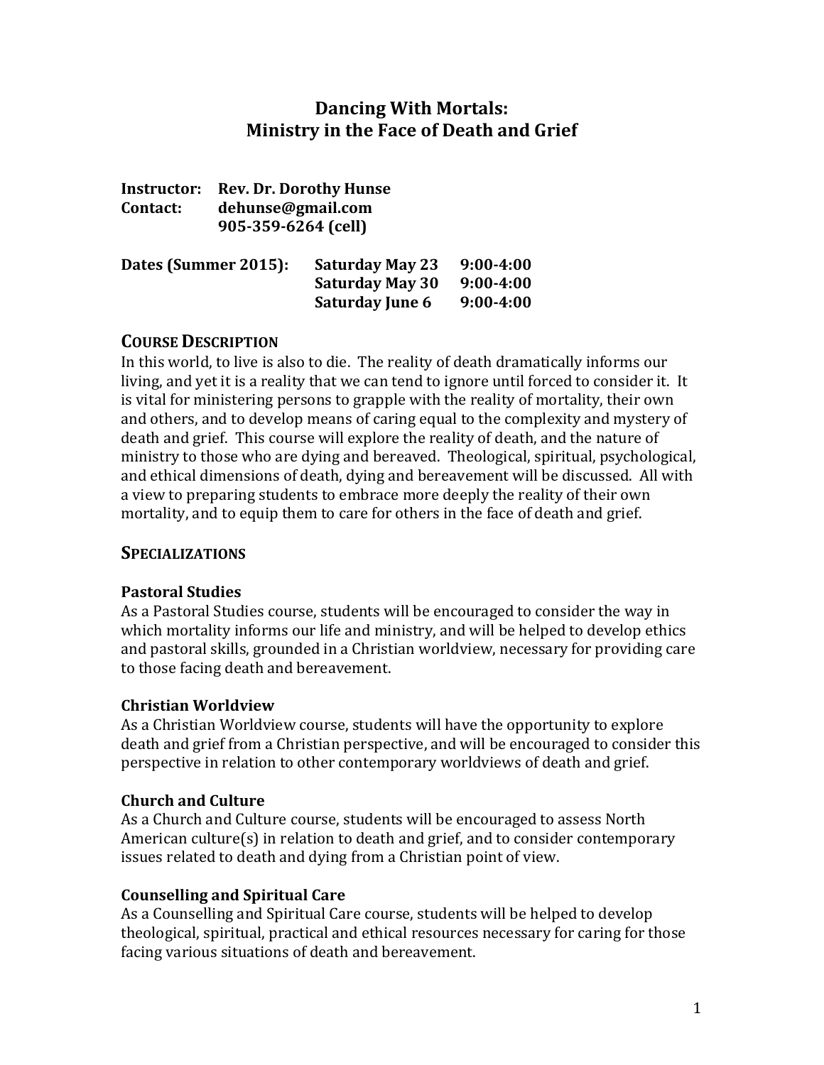# Dancing With Mortals:
# Ministry in the Face of Death and Grief

**Instructor:** **Rev. Dr. Dorothy Hunse**
**Contact:** **dehunse@gmail.com**
**905-359-6264 (cell)**

| **Dates (Summer 2015):** | **Saturday May 23** | **9:00-4:00** |
|---|---|---|
| | **Saturday May 30** | **9:00-4:00** |
| | **Saturday June 6** | **9:00-4:00** |

## COURSE DESCRIPTION

In this world, to live is also to die. The reality of death dramatically informs our living, and yet it is a reality that we can tend to ignore until forced to consider it. It is vital for ministering persons to grapple with the reality of mortality, their own and others, and to develop means of caring equal to the complexity and mystery of death and grief. This course will explore the reality of death, and the nature of ministry to those who are dying and bereaved. Theological, spiritual, psychological, and ethical dimensions of death, dying and bereavement will be discussed. All with a view to preparing students to embrace more deeply the reality of their own mortality, and to equip them to care for others in the face of death and grief.

## SPECIALIZATIONS

### Pastoral Studies

As a Pastoral Studies course, students will be encouraged to consider the way in which mortality informs our life and ministry, and will be helped to develop ethics and pastoral skills, grounded in a Christian worldview, necessary for providing care to those facing death and bereavement.

### Christian Worldview

As a Christian Worldview course, students will have the opportunity to explore death and grief from a Christian perspective, and will be encouraged to consider this perspective in relation to other contemporary worldviews of death and grief.

### Church and Culture

As a Church and Culture course, students will be encouraged to assess North American culture(s) in relation to death and grief, and to consider contemporary issues related to death and dying from a Christian point of view.

### Counselling and Spiritual Care

As a Counselling and Spiritual Care course, students will be helped to develop theological, spiritual, practical and ethical resources necessary for caring for those facing various situations of death and bereavement.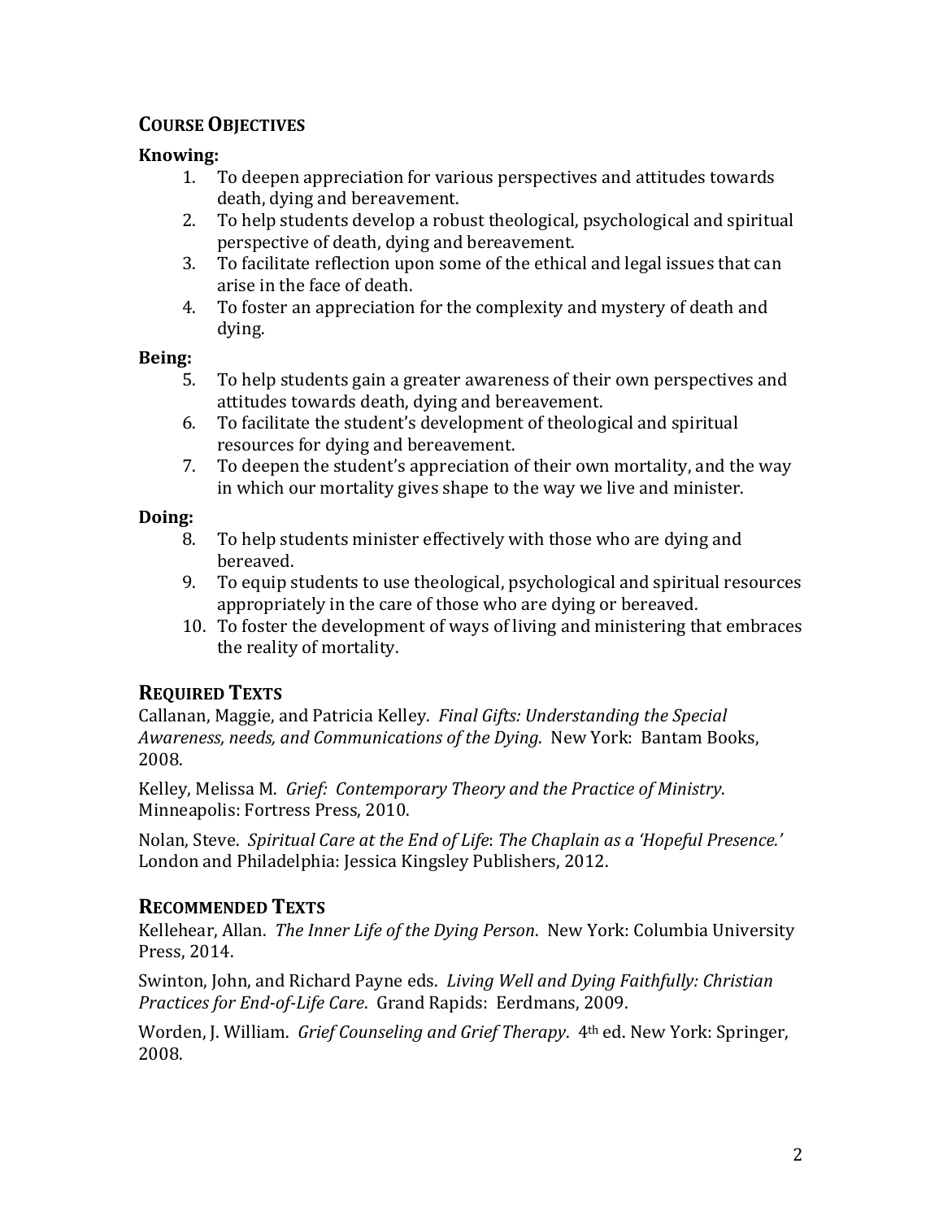## COURSE OBJECTIVES

**Knowing:**

1. To deepen appreciation for various perspectives and attitudes towards death, dying and bereavement.
2. To help students develop a robust theological, psychological and spiritual perspective of death, dying and bereavement.
3. To facilitate reflection upon some of the ethical and legal issues that can arise in the face of death.
4. To foster an appreciation for the complexity and mystery of death and dying.

**Being:**

5. To help students gain a greater awareness of their own perspectives and attitudes towards death, dying and bereavement.
6. To facilitate the student's development of theological and spiritual resources for dying and bereavement.
7. To deepen the student's appreciation of their own mortality, and the way in which our mortality gives shape to the way we live and minister.

**Doing:**

8. To help students minister effectively with those who are dying and bereaved.
9. To equip students to use theological, psychological and spiritual resources appropriately in the care of those who are dying or bereaved.
10. To foster the development of ways of living and ministering that embraces the reality of mortality.

## REQUIRED TEXTS

Callanan, Maggie, and Patricia Kelley. *Final Gifts: Understanding the Special Awareness, needs, and Communications of the Dying*. New York: Bantam Books, 2008.

Kelley, Melissa M. *Grief: Contemporary Theory and the Practice of Ministry*. Minneapolis: Fortress Press, 2010.

Nolan, Steve. *Spiritual Care at the End of Life*: *The Chaplain as a 'Hopeful Presence.'* London and Philadelphia: Jessica Kingsley Publishers, 2012.

## RECOMMENDED TEXTS

Kellehear, Allan. *The Inner Life of the Dying Person*. New York: Columbia University Press, 2014.

Swinton, John, and Richard Payne eds. *Living Well and Dying Faithfully: Christian Practices for End-of-Life Care*. Grand Rapids: Eerdmans, 2009.

Worden, J. William. *Grief Counseling and Grief Therapy*. 4th ed. New York: Springer, 2008.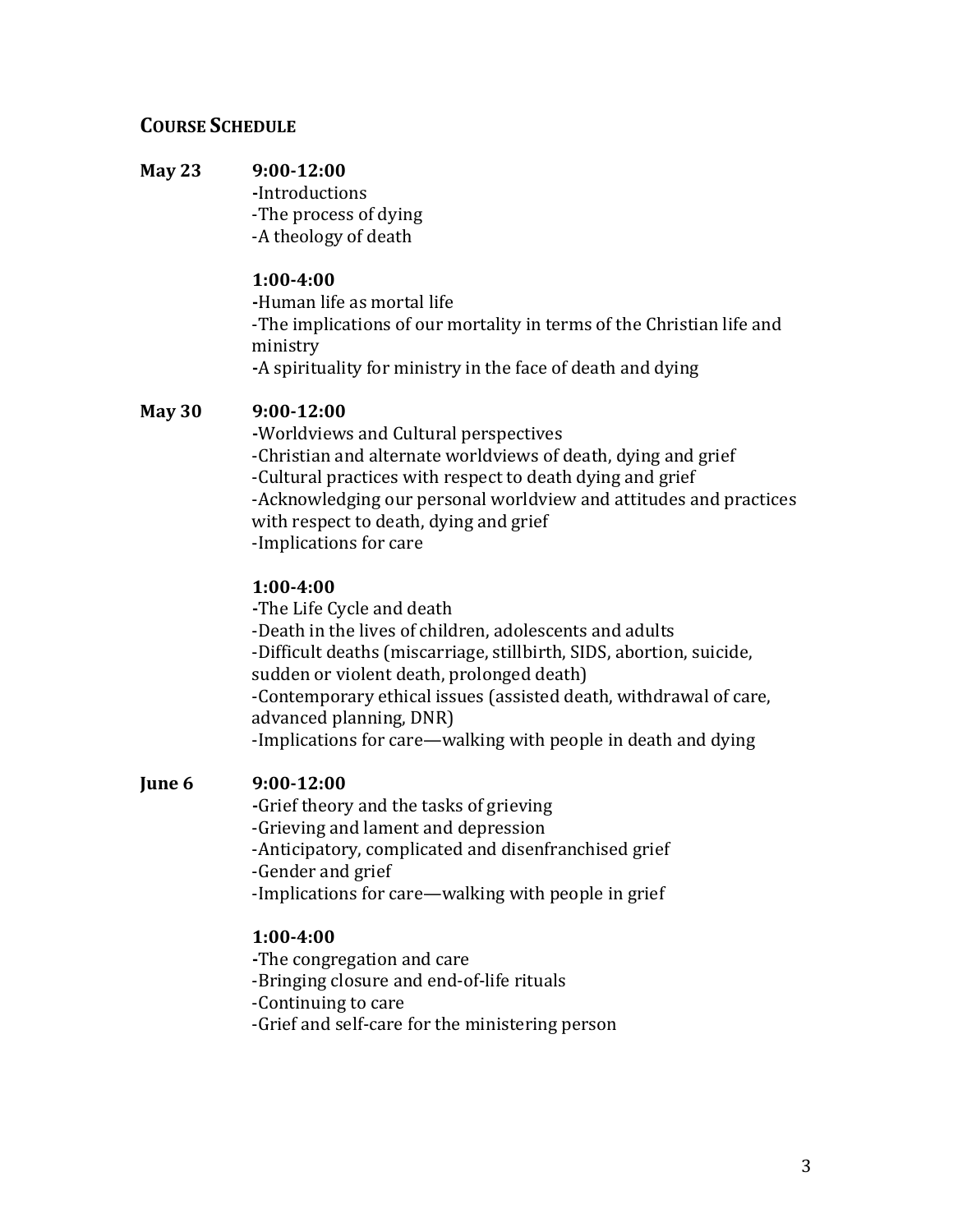## Course Schedule

**May 23** **9:00-12:00**

- Introductions
- The process of dying
- A theology of death

**1:00-4:00**

- Human life as mortal life
- The implications of our mortality in terms of the Christian life and ministry
- A spirituality for ministry in the face of death and dying

**May 30** **9:00-12:00**

- Worldviews and Cultural perspectives
- Christian and alternate worldviews of death, dying and grief
- Cultural practices with respect to death dying and grief
- Acknowledging our personal worldview and attitudes and practices with respect to death, dying and grief
- Implications for care

**1:00-4:00**

- The Life Cycle and death
- Death in the lives of children, adolescents and adults
- Difficult deaths (miscarriage, stillbirth, SIDS, abortion, suicide, sudden or violent death, prolonged death)
- Contemporary ethical issues (assisted death, withdrawal of care, advanced planning, DNR)
- Implications for care—walking with people in death and dying

**June 6** **9:00-12:00**

- Grief theory and the tasks of grieving
- Grieving and lament and depression
- Anticipatory, complicated and disenfranchised grief
- Gender and grief
- Implications for care—walking with people in grief

**1:00-4:00**

- The congregation and care
- Bringing closure and end-of-life rituals
- Continuing to care
- Grief and self-care for the ministering person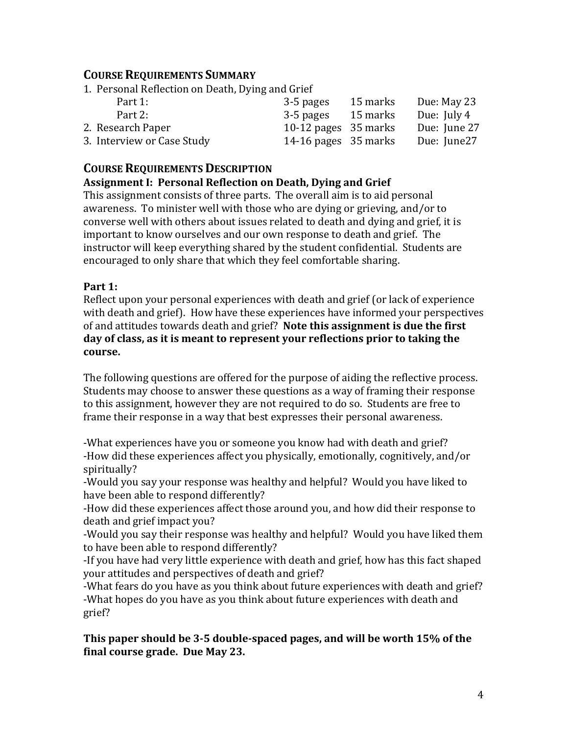## COURSE REQUIREMENTS SUMMARY

| | | | |
|---|---|---|---|
| 1. Personal Reflection on Death, Dying and Grief | | | |
| Part 1: | 3-5 pages | 15 marks | Due: May 23 |
| Part 2: | 3-5 pages | 15 marks | Due: July 4 |
| 2. Research Paper | 10-12 pages | 35 marks | Due: June 27 |
| 3. Interview or Case Study | 14-16 pages | 35 marks | Due: June27 |

## COURSE REQUIREMENTS DESCRIPTION

### Assignment I: Personal Reflection on Death, Dying and Grief

This assignment consists of three parts. The overall aim is to aid personal awareness. To minister well with those who are dying or grieving, and/or to converse well with others about issues related to death and dying and grief, it is important to know ourselves and our own response to death and grief. The instructor will keep everything shared by the student confidential. Students are encouraged to only share that which they feel comfortable sharing.

**Part 1:**

Reflect upon your personal experiences with death and grief (or lack of experience with death and grief). How have these experiences have informed your perspectives of and attitudes towards death and grief? **Note this assignment is due the first day of class, as it is meant to represent your reflections prior to taking the course.**

The following questions are offered for the purpose of aiding the reflective process. Students may choose to answer these questions as a way of framing their response to this assignment, however they are not required to do so. Students are free to frame their response in a way that best expresses their personal awareness.

-What experiences have you or someone you know had with death and grief?
-How did these experiences affect you physically, emotionally, cognitively, and/or spiritually?
-Would you say your response was healthy and helpful? Would you have liked to have been able to respond differently?
-How did these experiences affect those around you, and how did their response to death and grief impact you?
-Would you say their response was healthy and helpful? Would you have liked them to have been able to respond differently?
-If you have had very little experience with death and grief, how has this fact shaped your attitudes and perspectives of death and grief?
-What fears do you have as you think about future experiences with death and grief?
-What hopes do you have as you think about future experiences with death and grief?

**This paper should be 3-5 double-spaced pages, and will be worth 15% of the final course grade. Due May 23.**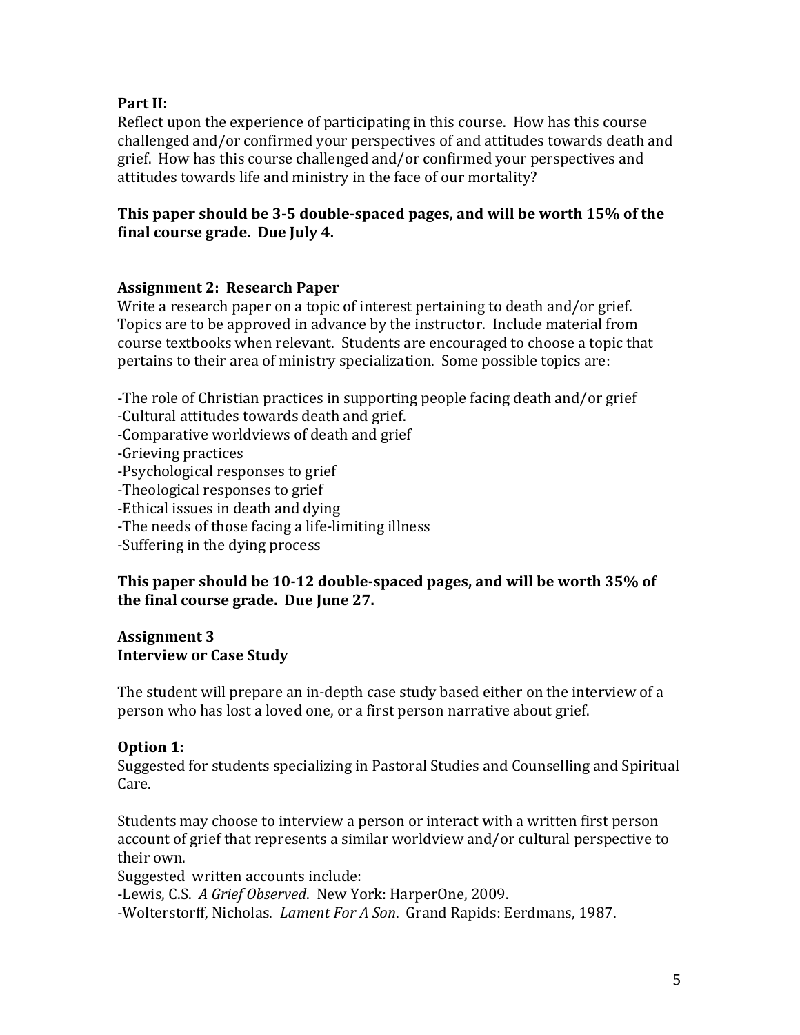**Part II:**
Reflect upon the experience of participating in this course. How has this course challenged and/or confirmed your perspectives of and attitudes towards death and grief. How has this course challenged and/or confirmed your perspectives and attitudes towards life and ministry in the face of our mortality?

**This paper should be 3-5 double-spaced pages, and will be worth 15% of the final course grade. Due July 4.**

**Assignment 2: Research Paper**
Write a research paper on a topic of interest pertaining to death and/or grief. Topics are to be approved in advance by the instructor. Include material from course textbooks when relevant. Students are encouraged to choose a topic that pertains to their area of ministry specialization. Some possible topics are:

-The role of Christian practices in supporting people facing death and/or grief
-Cultural attitudes towards death and grief.
-Comparative worldviews of death and grief
-Grieving practices
-Psychological responses to grief
-Theological responses to grief
-Ethical issues in death and dying
-The needs of those facing a life-limiting illness
-Suffering in the dying process

**This paper should be 10-12 double-spaced pages, and will be worth 35% of the final course grade. Due June 27.**

**Assignment 3**
**Interview or Case Study**

The student will prepare an in-depth case study based either on the interview of a person who has lost a loved one, or a first person narrative about grief.

**Option 1:**
Suggested for students specializing in Pastoral Studies and Counselling and Spiritual Care.

Students may choose to interview a person or interact with a written first person account of grief that represents a similar worldview and/or cultural perspective to their own.
Suggested written accounts include:
-Lewis, C.S. *A Grief Observed*. New York: HarperOne, 2009.
-Wolterstorff, Nicholas. *Lament For A Son*. Grand Rapids: Eerdmans, 1987.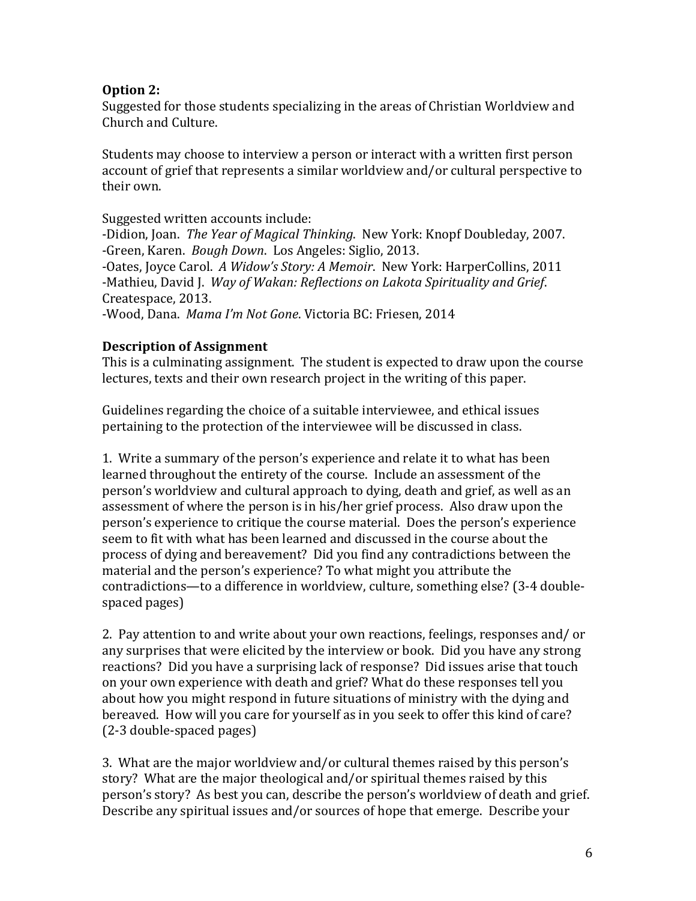**Option 2:**
Suggested for those students specializing in the areas of Christian Worldview and Church and Culture.

Students may choose to interview a person or interact with a written first person account of grief that represents a similar worldview and/or cultural perspective to their own.

Suggested written accounts include:
-Didion, Joan. *The Year of Magical Thinking*. New York: Knopf Doubleday, 2007.
-Green, Karen. *Bough Down*. Los Angeles: Siglio, 2013.
-Oates, Joyce Carol. *A Widow's Story: A Memoir*. New York: HarperCollins, 2011
-Mathieu, David J. *Way of Wakan: Reflections on Lakota Spirituality and Grief*. Createspace, 2013.
-Wood, Dana. *Mama I'm Not Gone*. Victoria BC: Friesen, 2014

**Description of Assignment**
This is a culminating assignment. The student is expected to draw upon the course lectures, texts and their own research project in the writing of this paper.

Guidelines regarding the choice of a suitable interviewee, and ethical issues pertaining to the protection of the interviewee will be discussed in class.

1. Write a summary of the person's experience and relate it to what has been learned throughout the entirety of the course. Include an assessment of the person's worldview and cultural approach to dying, death and grief, as well as an assessment of where the person is in his/her grief process. Also draw upon the person's experience to critique the course material. Does the person's experience seem to fit with what has been learned and discussed in the course about the process of dying and bereavement? Did you find any contradictions between the material and the person's experience? To what might you attribute the contradictions—to a difference in worldview, culture, something else? (3-4 double-spaced pages)

2. Pay attention to and write about your own reactions, feelings, responses and/ or any surprises that were elicited by the interview or book. Did you have any strong reactions? Did you have a surprising lack of response? Did issues arise that touch on your own experience with death and grief? What do these responses tell you about how you might respond in future situations of ministry with the dying and bereaved. How will you care for yourself as in you seek to offer this kind of care? (2-3 double-spaced pages)

3. What are the major worldview and/or cultural themes raised by this person's story? What are the major theological and/or spiritual themes raised by this person's story? As best you can, describe the person's worldview of death and grief. Describe any spiritual issues and/or sources of hope that emerge. Describe your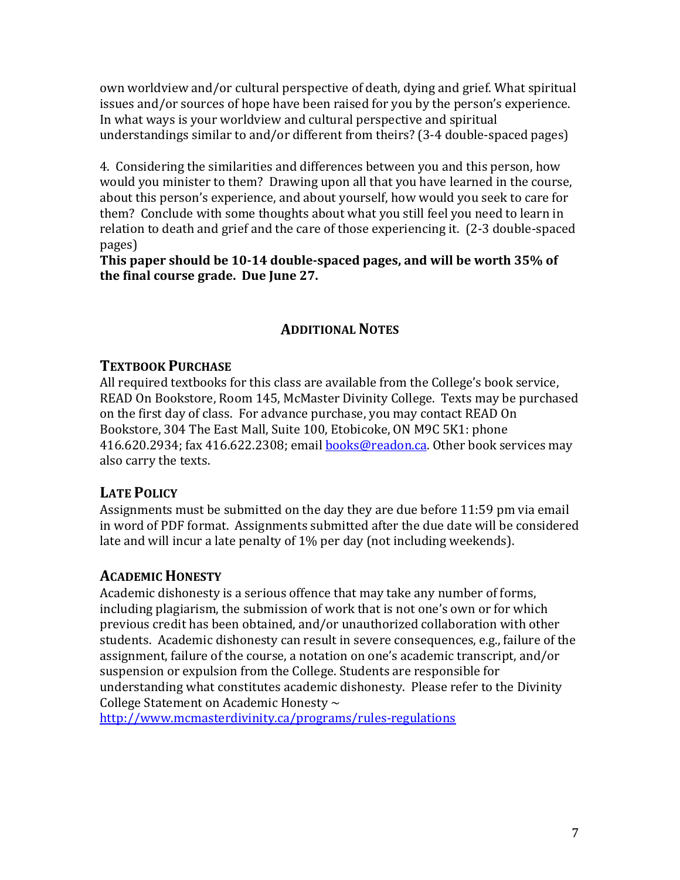own worldview and/or cultural perspective of death, dying and grief. What spiritual issues and/or sources of hope have been raised for you by the person's experience. In what ways is your worldview and cultural perspective and spiritual understandings similar to and/or different from theirs? (3-4 double-spaced pages)

4. Considering the similarities and differences between you and this person, how would you minister to them? Drawing upon all that you have learned in the course, about this person's experience, and about yourself, how would you seek to care for them? Conclude with some thoughts about what you still feel you need to learn in relation to death and grief and the care of those experiencing it. (2-3 double-spaced pages)

**This paper should be 10-14 double-spaced pages, and will be worth 35% of the final course grade. Due June 27.**

## ADDITIONAL NOTES

### TEXTBOOK PURCHASE

All required textbooks for this class are available from the College's book service, READ On Bookstore, Room 145, McMaster Divinity College. Texts may be purchased on the first day of class. For advance purchase, you may contact READ On Bookstore, 304 The East Mall, Suite 100, Etobicoke, ON M9C 5K1: phone 416.620.2934; fax 416.622.2308; email books@readon.ca. Other book services may also carry the texts.

### LATE POLICY

Assignments must be submitted on the day they are due before 11:59 pm via email in word of PDF format. Assignments submitted after the due date will be considered late and will incur a late penalty of 1% per day (not including weekends).

### ACADEMIC HONESTY

Academic dishonesty is a serious offence that may take any number of forms, including plagiarism, the submission of work that is not one's own or for which previous credit has been obtained, and/or unauthorized collaboration with other students. Academic dishonesty can result in severe consequences, e.g., failure of the assignment, failure of the course, a notation on one's academic transcript, and/or suspension or expulsion from the College. Students are responsible for understanding what constitutes academic dishonesty. Please refer to the Divinity College Statement on Academic Honesty ~ http://www.mcmasterdivinity.ca/programs/rules-regulations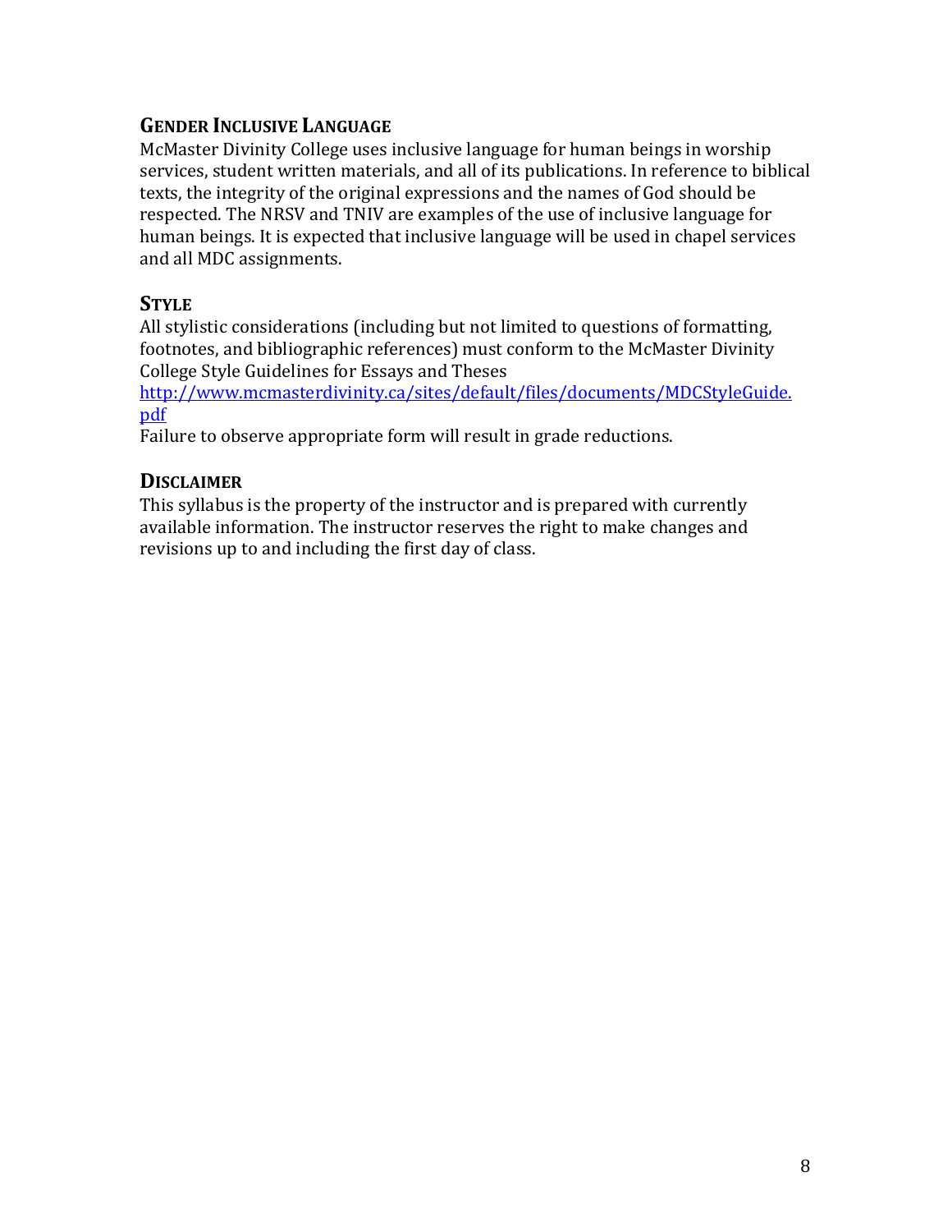## GENDER INCLUSIVE LANGUAGE

McMaster Divinity College uses inclusive language for human beings in worship services, student written materials, and all of its publications. In reference to biblical texts, the integrity of the original expressions and the names of God should be respected. The NRSV and TNIV are examples of the use of inclusive language for human beings. It is expected that inclusive language will be used in chapel services and all MDC assignments.

## STYLE

All stylistic considerations (including but not limited to questions of formatting, footnotes, and bibliographic references) must conform to the McMaster Divinity College Style Guidelines for Essays and Theses
http://www.mcmasterdivinity.ca/sites/default/files/documents/MDCStyleGuide.pdf
Failure to observe appropriate form will result in grade reductions.

## DISCLAIMER

This syllabus is the property of the instructor and is prepared with currently available information. The instructor reserves the right to make changes and revisions up to and including the first day of class.